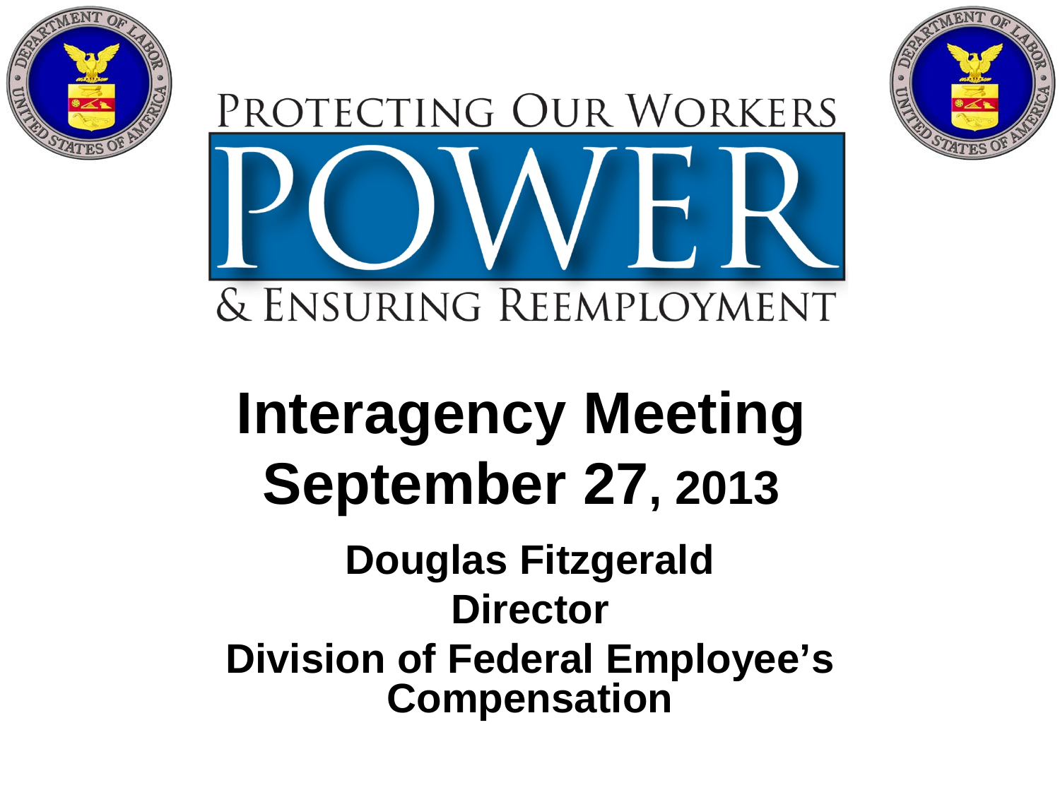PROTECTING OUR WORKERS

# POWER

& ENSURING REEMPLOYMENT

# Interagency Meeting
# September 27, 2013

**Douglas Fitzgerald**

**Director**

**Division of Federal Employee's Compensation**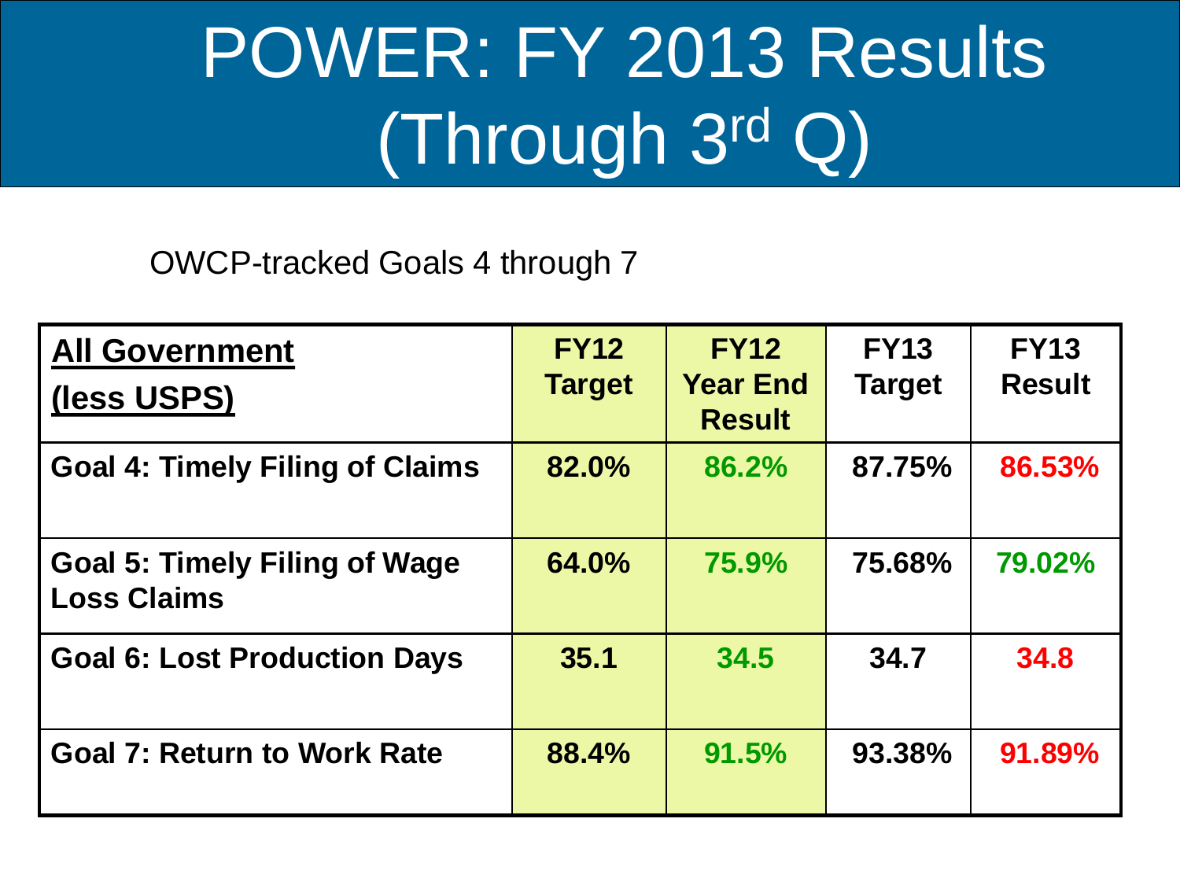# POWER: FY 2013 Results (Through 3rd Q)

OWCP-tracked Goals 4 through 7

| **All Government (less USPS)** | **FY12 Target** | **FY12 Year End Result** | **FY13 Target** | **FY13 Result** |
|---|---|---|---|---|
| **Goal 4: Timely Filing of Claims** | **82.0%** | **86.2%** | **87.75%** | **86.53%** |
| **Goal 5: Timely Filing of Wage Loss Claims** | **64.0%** | **75.9%** | **75.68%** | **79.02%** |
| **Goal 6: Lost Production Days** | **35.1** | **34.5** | **34.7** | **34.8** |
| **Goal 7: Return to Work Rate** | **88.4%** | **91.5%** | **93.38%** | **91.89%** |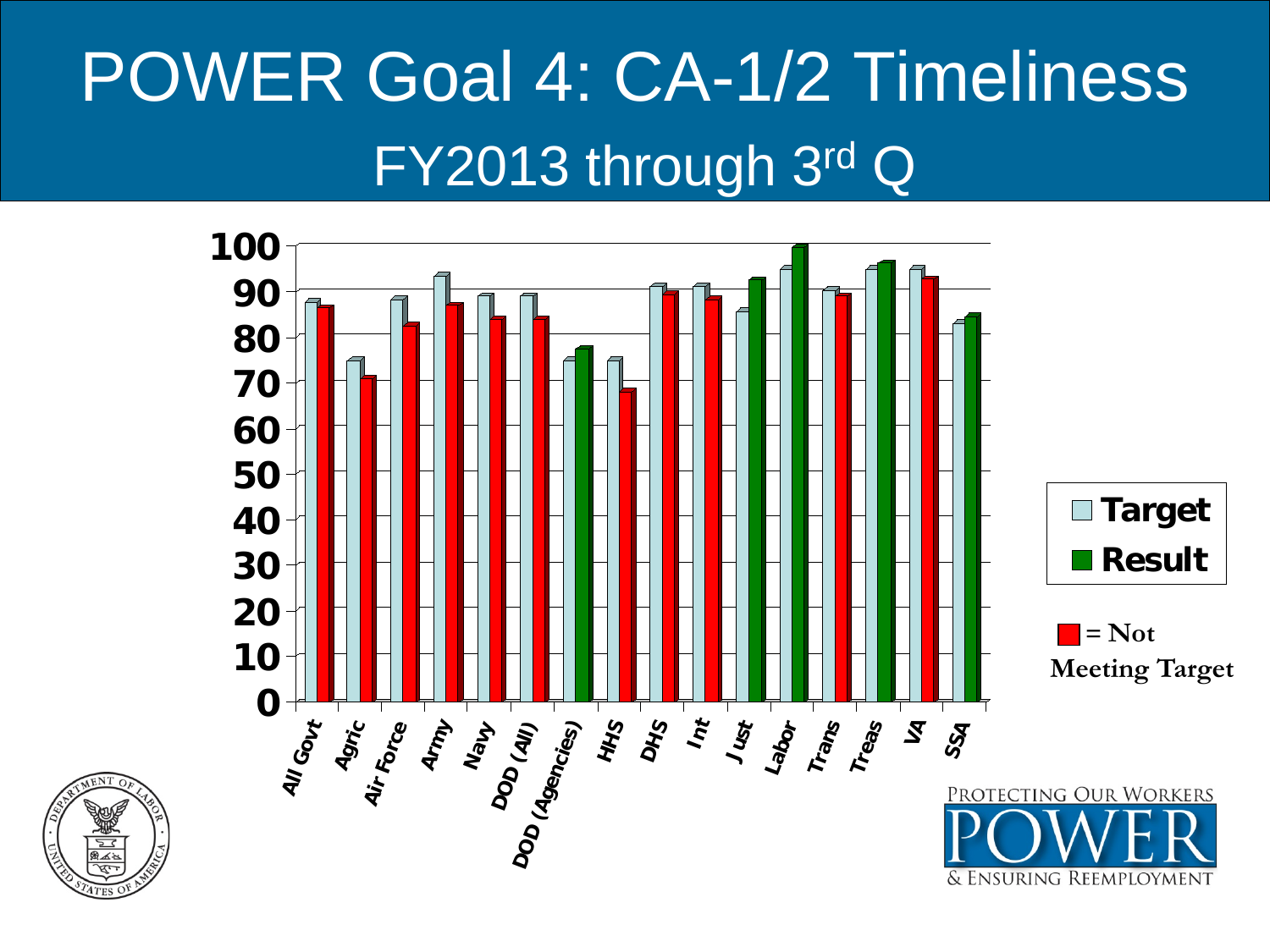# POWER Goal 4: CA-1/2 Timeliness

## FY2013 through 3rd Q

| Agency | Target | Result |
|---|---|---|
| All Govt | 88 | 87 |
| Agric | 75 | 71 |
| Air Force | 88 | 83 |
| Army | 93 | 87 |
| Navy | 89 | 84 |
| DOD (All) | 89 | 84 |
| DOD (Agencies) | 75 | 77 |
| HHS | 75 | 68 |
| DHS | 91 | 89 |
| Int | 91 | 88 |
| Just | 86 | 92 |
| Labor | 95 | 99 |
| Trans | 90 | 89 |
| Treas | 95 | 96 |
| VA | 95 | 93 |
| SSA | 83 | 84 |

Target / Result

= Not Meeting Target

PROTECTING OUR WORKERS POWER & ENSURING REEMPLOYMENT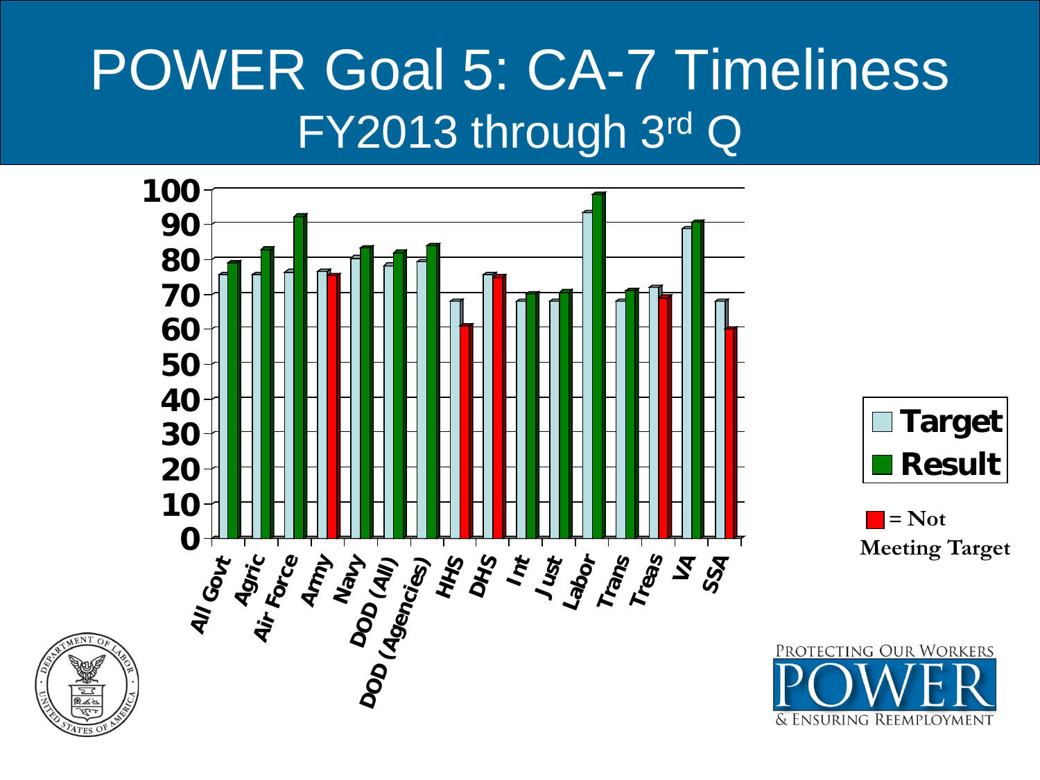# POWER Goal 5: CA-7 Timeliness

## FY2013 through 3rd Q

| | Target | Result |
|---|---|---|
| All Govt | 75.5 | 78.8 |
| Agric | 75.5 | 82.5 |
| Air Force | 76 | 92 |
| Army | 76.3 | 75.2 |
| Navy | 80 | 83 |
| DOD (All) | 78 | 81.7 |
| DOD (Agencies) | 79 | 83.5 |
| HHS | 68 | 60.6 |
| DHS | 75.5 | 74.6 |
| Int | 68 | 70 |
| Just | 68 | 70.3 |
| Labor | 93 | 98.5 |
| Trans | 68 | 70.8 |
| Treas | 71.7 | 68.8 |
| VA | 88.5 | 90.5 |
| SSA | 68 | 59.7 |

Red = Not Meeting Target (Army, HHS, DHS, Treas, SSA)

PROTECTING OUR WORKERS
POWER
& ENSURING REEMPLOYMENT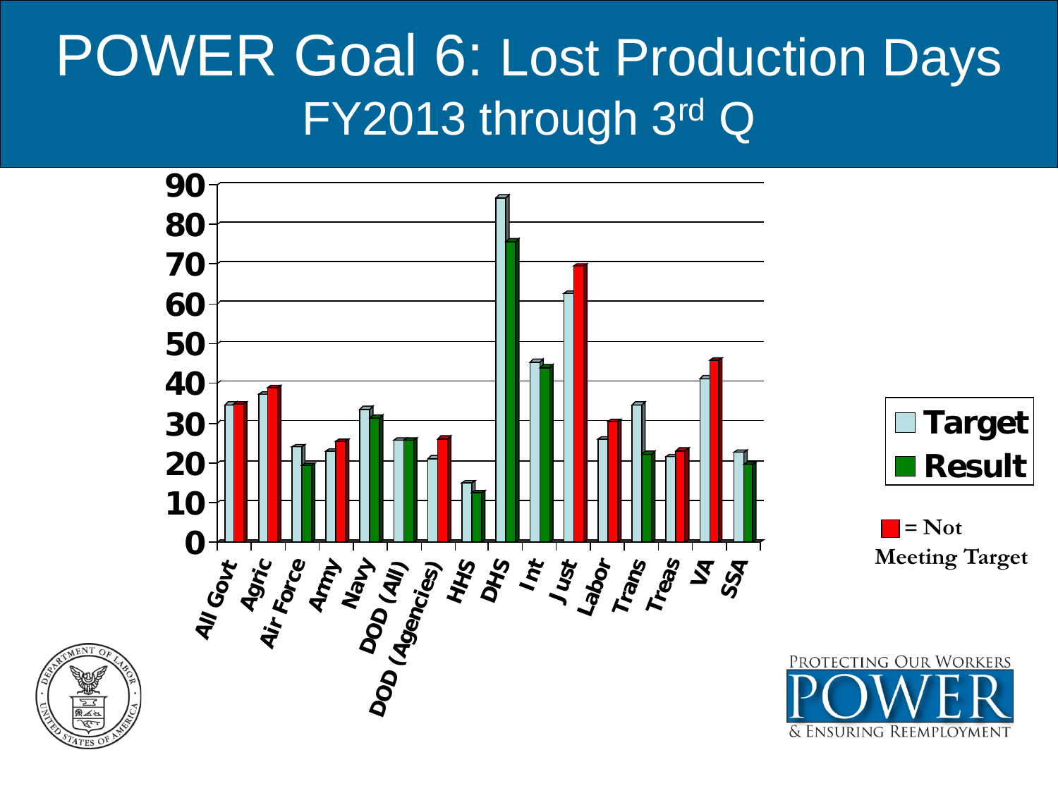# POWER Goal 6: Lost Production Days FY2013 through 3rd Q

| Agency | Target | Result |
|---|---|---|
| All Govt | 35 | 35 |
| Agric | 37 | 39 |
| Air Force | 24 | 19 |
| Army | 23 | 25 |
| Navy | 33 | 31 |
| DOD (All) | 26 | 26 |
| DOD (Agencies) | 21 | 26 |
| HHS | 15 | 12 |
| DHS | 87 | 76 |
| Int | 45 | 44 |
| Just | 62 | 69 |
| Labor | 26 | 30 |
| Trans | 34 | 22 |
| Treas | 21 | 23 |
| VA | 41 | 46 |
| SSA | 23 | 20 |

Legend: Target; Result

■ = Not Meeting Target

PROTECTING OUR WORKERS POWER & ENSURING REEMPLOYMENT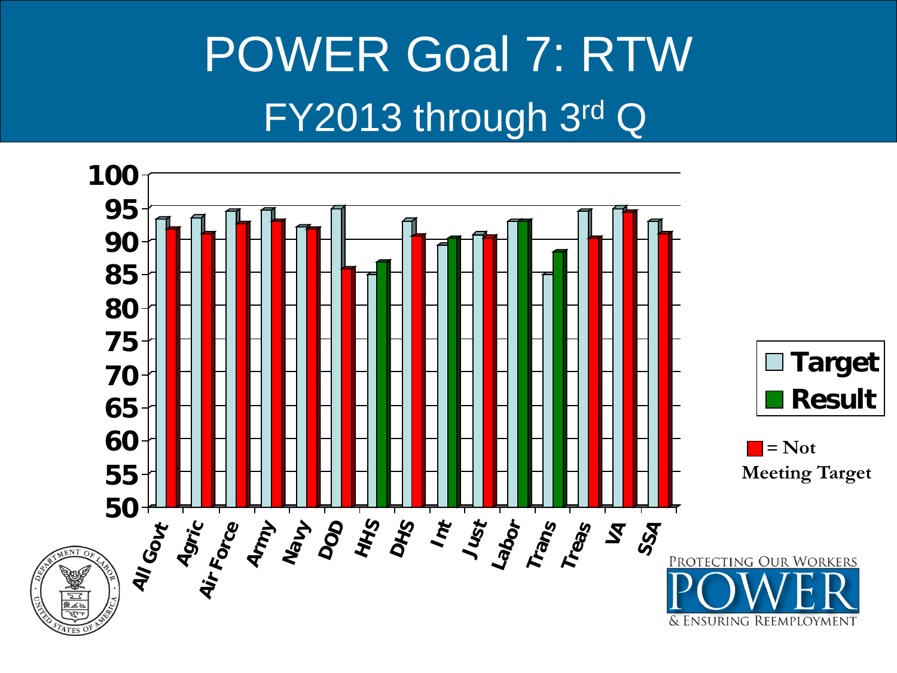# POWER Goal 7: RTW

## FY2013 through 3rd Q

| | Target | Result |
|---|---|---|
| All Govt | 93.3 | 91.8 |
| Agric | 93.5 | 91.1 |
| Air Force | 94.5 | 92.6 |
| Army | 94.7 | 92.9 |
| Navy | 92.1 | 91.8 |
| DOD | 94.9 | 85.8 |
| HHS | 84.9 | 86.8 |
| DHS | 93.0 | 90.7 |
| Int | 89.4 | 90.4 |
| Just | 90.9 | 90.5 |
| Labor | 92.9 | 92.9 |
| Trans | 84.9 | 88.3 |
| Treas | 94.5 | 90.4 |
| VA | 94.9 | 94.3 |
| SSA | 92.9 | 91.1 |

Legend: Target; Result

= Not Meeting Target (red)

PROTECTING OUR WORKERS POWER & ENSURING REEMPLOYMENT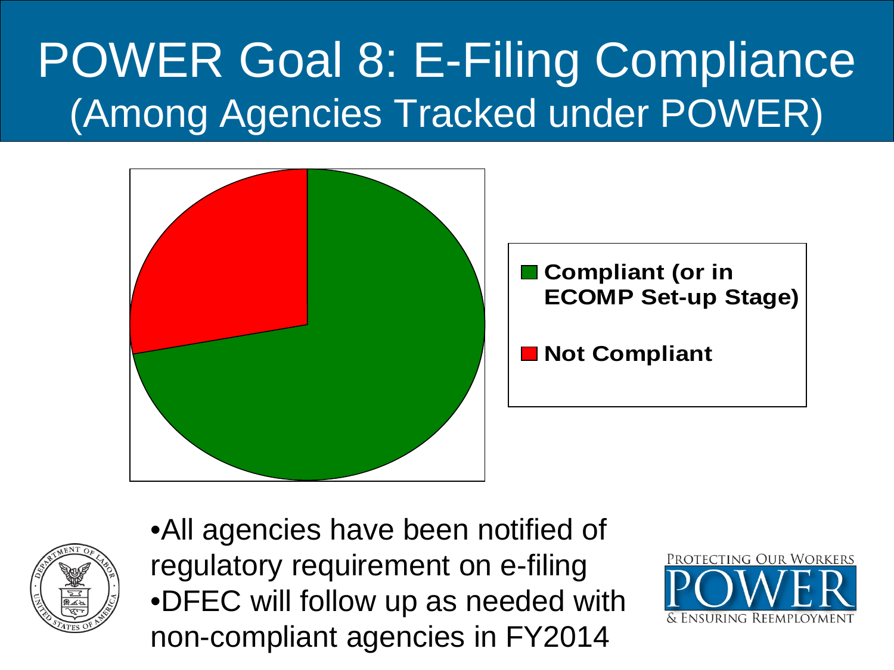# POWER Goal 8: E-Filing Compliance (Among Agencies Tracked under POWER)

Compliant (or in ECOMP Set-up Stage)

Not Compliant

- All agencies have been notified of regulatory requirement on e-filing
- DFEC will follow up as needed with non-compliant agencies in FY2014

PROTECTING OUR WORKERS
POWER
& ENSURING REEMPLOYMENT